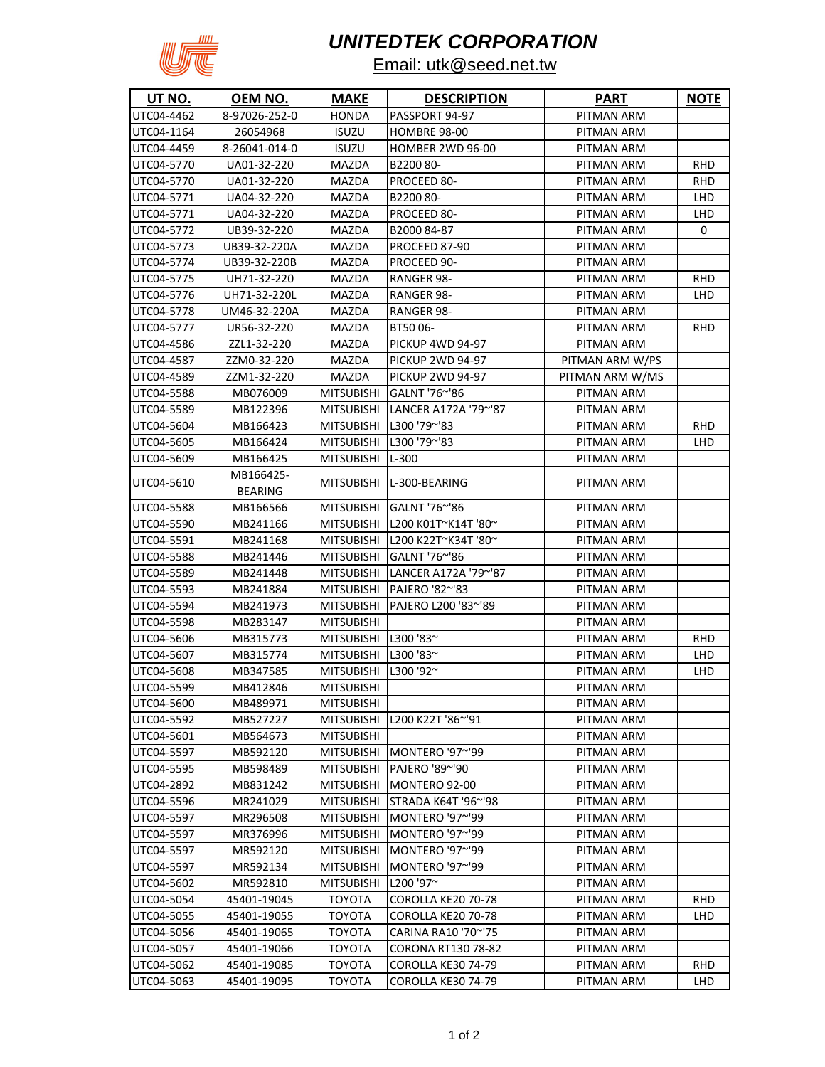# UNITEDTEK CORPORATION

Email: utk@seed.net.tw

| UT NO. | OEM NO. | MAKE | DESCRIPTION | PART | NOTE |
|---|---|---|---|---|---|
| UTC04-4462 | 8-97026-252-0 | HONDA | PASSPORT 94-97 | PITMAN ARM | |
| UTC04-1164 | 26054968 | ISUZU | HOMBRE 98-00 | PITMAN ARM | |
| UTC04-4459 | 8-26041-014-0 | ISUZU | HOMBER 2WD 96-00 | PITMAN ARM | |
| UTC04-5770 | UA01-32-220 | MAZDA | B2200 80- | PITMAN ARM | RHD |
| UTC04-5770 | UA01-32-220 | MAZDA | PROCEED 80- | PITMAN ARM | RHD |
| UTC04-5771 | UA04-32-220 | MAZDA | B2200 80- | PITMAN ARM | LHD |
| UTC04-5771 | UA04-32-220 | MAZDA | PROCEED 80- | PITMAN ARM | LHD |
| UTC04-5772 | UB39-32-220 | MAZDA | B2000 84-87 | PITMAN ARM | 0 |
| UTC04-5773 | UB39-32-220A | MAZDA | PROCEED 87-90 | PITMAN ARM | |
| UTC04-5774 | UB39-32-220B | MAZDA | PROCEED 90- | PITMAN ARM | |
| UTC04-5775 | UH71-32-220 | MAZDA | RANGER 98- | PITMAN ARM | RHD |
| UTC04-5776 | UH71-32-220L | MAZDA | RANGER 98- | PITMAN ARM | LHD |
| UTC04-5778 | UM46-32-220A | MAZDA | RANGER 98- | PITMAN ARM | |
| UTC04-5777 | UR56-32-220 | MAZDA | BT50 06- | PITMAN ARM | RHD |
| UTC04-4586 | ZZL1-32-220 | MAZDA | PICKUP 4WD 94-97 | PITMAN ARM | |
| UTC04-4587 | ZZM0-32-220 | MAZDA | PICKUP 2WD 94-97 | PITMAN ARM W/PS | |
| UTC04-4589 | ZZM1-32-220 | MAZDA | PICKUP 2WD 94-97 | PITMAN ARM W/MS | |
| UTC04-5588 | MB076009 | MITSUBISHI | GALNT '76~'86 | PITMAN ARM | |
| UTC04-5589 | MB122396 | MITSUBISHI | LANCER A172A '79~'87 | PITMAN ARM | |
| UTC04-5604 | MB166423 | MITSUBISHI | L300 '79~'83 | PITMAN ARM | RHD |
| UTC04-5605 | MB166424 | MITSUBISHI | L300 '79~'83 | PITMAN ARM | LHD |
| UTC04-5609 | MB166425 | MITSUBISHI | L-300 | PITMAN ARM | |
| UTC04-5610 | MB166425-BEARING | MITSUBISHI | L-300-BEARING | PITMAN ARM | |
| UTC04-5588 | MB166566 | MITSUBISHI | GALNT '76~'86 | PITMAN ARM | |
| UTC04-5590 | MB241166 | MITSUBISHI | L200 K01T~K14T '80~ | PITMAN ARM | |
| UTC04-5591 | MB241168 | MITSUBISHI | L200 K22T~K34T '80~ | PITMAN ARM | |
| UTC04-5588 | MB241446 | MITSUBISHI | GALNT '76~'86 | PITMAN ARM | |
| UTC04-5589 | MB241448 | MITSUBISHI | LANCER A172A '79~'87 | PITMAN ARM | |
| UTC04-5593 | MB241884 | MITSUBISHI | PAJERO '82~'83 | PITMAN ARM | |
| UTC04-5594 | MB241973 | MITSUBISHI | PAJERO L200 '83~'89 | PITMAN ARM | |
| UTC04-5598 | MB283147 | MITSUBISHI | | PITMAN ARM | |
| UTC04-5606 | MB315773 | MITSUBISHI | L300 '83~ | PITMAN ARM | RHD |
| UTC04-5607 | MB315774 | MITSUBISHI | L300 '83~ | PITMAN ARM | LHD |
| UTC04-5608 | MB347585 | MITSUBISHI | L300 '92~ | PITMAN ARM | LHD |
| UTC04-5599 | MB412846 | MITSUBISHI | | PITMAN ARM | |
| UTC04-5600 | MB489971 | MITSUBISHI | | PITMAN ARM | |
| UTC04-5592 | MB527227 | MITSUBISHI | L200 K22T '86~'91 | PITMAN ARM | |
| UTC04-5601 | MB564673 | MITSUBISHI | | PITMAN ARM | |
| UTC04-5597 | MB592120 | MITSUBISHI | MONTERO '97~'99 | PITMAN ARM | |
| UTC04-5595 | MB598489 | MITSUBISHI | PAJERO '89~'90 | PITMAN ARM | |
| UTC04-2892 | MB831242 | MITSUBISHI | MONTERO 92-00 | PITMAN ARM | |
| UTC04-5596 | MR241029 | MITSUBISHI | STRADA K64T '96~'98 | PITMAN ARM | |
| UTC04-5597 | MR296508 | MITSUBISHI | MONTERO '97~'99 | PITMAN ARM | |
| UTC04-5597 | MR376996 | MITSUBISHI | MONTERO '97~'99 | PITMAN ARM | |
| UTC04-5597 | MR592120 | MITSUBISHI | MONTERO '97~'99 | PITMAN ARM | |
| UTC04-5597 | MR592134 | MITSUBISHI | MONTERO '97~'99 | PITMAN ARM | |
| UTC04-5602 | MR592810 | MITSUBISHI | L200 '97~ | PITMAN ARM | |
| UTC04-5054 | 45401-19045 | TOYOTA | COROLLA KE20 70-78 | PITMAN ARM | RHD |
| UTC04-5055 | 45401-19055 | TOYOTA | COROLLA KE20 70-78 | PITMAN ARM | LHD |
| UTC04-5056 | 45401-19065 | TOYOTA | CARINA RA10 '70~'75 | PITMAN ARM | |
| UTC04-5057 | 45401-19066 | TOYOTA | CORONA RT130 78-82 | PITMAN ARM | |
| UTC04-5062 | 45401-19085 | TOYOTA | COROLLA KE30 74-79 | PITMAN ARM | RHD |
| UTC04-5063 | 45401-19095 | TOYOTA | COROLLA KE30 74-79 | PITMAN ARM | LHD |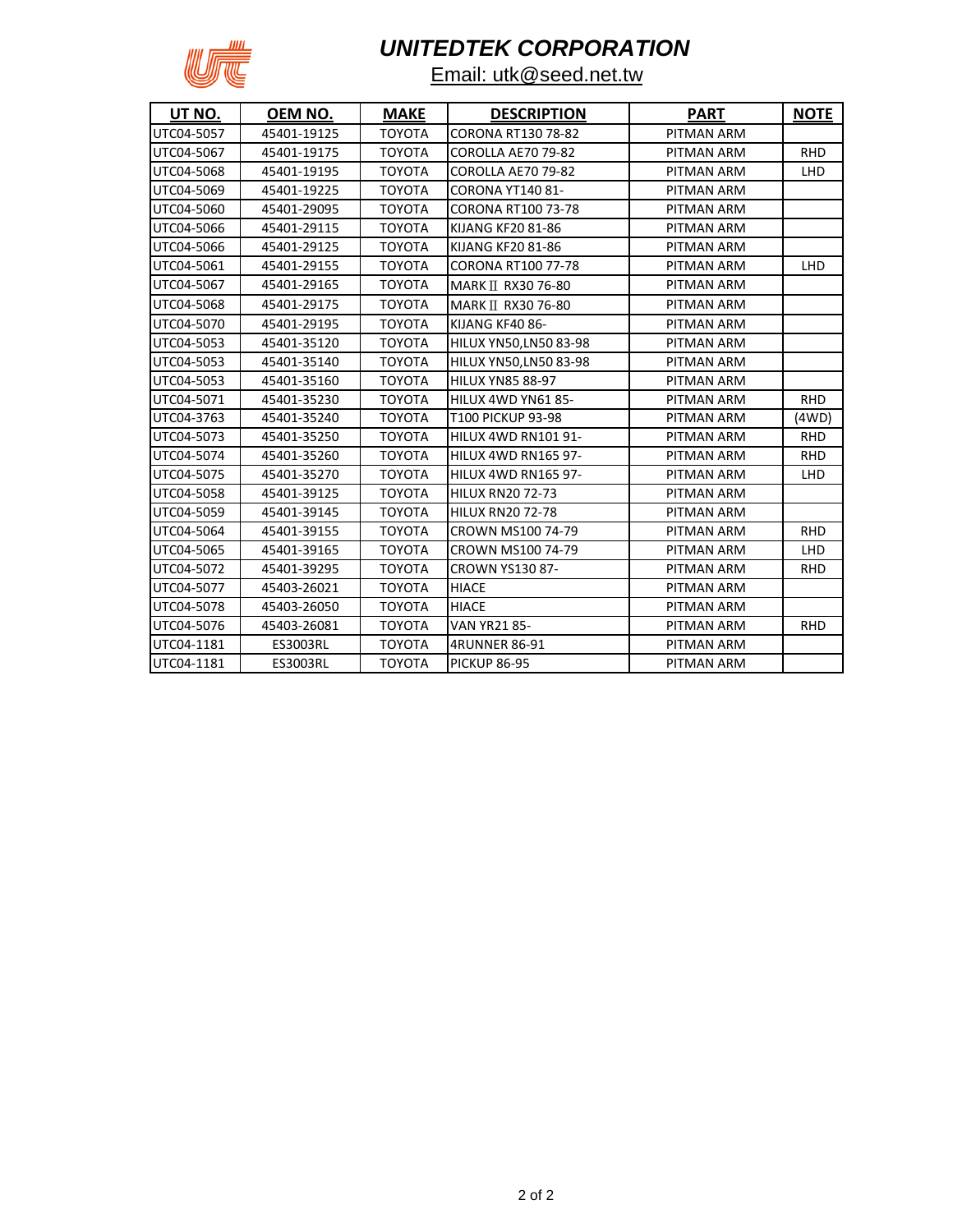# *UNITEDTEK CORPORATION*

Email: utk@seed.net.tw

| UT NO. | OEM NO. | MAKE | DESCRIPTION | PART | NOTE |
|---|---|---|---|---|---|
| UTC04-5057 | 45401-19125 | TOYOTA | CORONA RT130 78-82 | PITMAN ARM | |
| UTC04-5067 | 45401-19175 | TOYOTA | COROLLA AE70 79-82 | PITMAN ARM | RHD |
| UTC04-5068 | 45401-19195 | TOYOTA | COROLLA AE70 79-82 | PITMAN ARM | LHD |
| UTC04-5069 | 45401-19225 | TOYOTA | CORONA YT140 81- | PITMAN ARM | |
| UTC04-5060 | 45401-29095 | TOYOTA | CORONA RT100 73-78 | PITMAN ARM | |
| UTC04-5066 | 45401-29115 | TOYOTA | KIJANG KF20 81-86 | PITMAN ARM | |
| UTC04-5066 | 45401-29125 | TOYOTA | KIJANG KF20 81-86 | PITMAN ARM | |
| UTC04-5061 | 45401-29155 | TOYOTA | CORONA RT100 77-78 | PITMAN ARM | LHD |
| UTC04-5067 | 45401-29165 | TOYOTA | MARK II RX30 76-80 | PITMAN ARM | |
| UTC04-5068 | 45401-29175 | TOYOTA | MARK II RX30 76-80 | PITMAN ARM | |
| UTC04-5070 | 45401-29195 | TOYOTA | KIJANG KF40 86- | PITMAN ARM | |
| UTC04-5053 | 45401-35120 | TOYOTA | HILUX YN50,LN50 83-98 | PITMAN ARM | |
| UTC04-5053 | 45401-35140 | TOYOTA | HILUX YN50,LN50 83-98 | PITMAN ARM | |
| UTC04-5053 | 45401-35160 | TOYOTA | HILUX YN85 88-97 | PITMAN ARM | |
| UTC04-5071 | 45401-35230 | TOYOTA | HILUX 4WD YN61 85- | PITMAN ARM | RHD |
| UTC04-3763 | 45401-35240 | TOYOTA | T100 PICKUP 93-98 | PITMAN ARM | (4WD) |
| UTC04-5073 | 45401-35250 | TOYOTA | HILUX 4WD RN101 91- | PITMAN ARM | RHD |
| UTC04-5074 | 45401-35260 | TOYOTA | HILUX 4WD RN165 97- | PITMAN ARM | RHD |
| UTC04-5075 | 45401-35270 | TOYOTA | HILUX 4WD RN165 97- | PITMAN ARM | LHD |
| UTC04-5058 | 45401-39125 | TOYOTA | HILUX RN20 72-73 | PITMAN ARM | |
| UTC04-5059 | 45401-39145 | TOYOTA | HILUX RN20 72-78 | PITMAN ARM | |
| UTC04-5064 | 45401-39155 | TOYOTA | CROWN MS100 74-79 | PITMAN ARM | RHD |
| UTC04-5065 | 45401-39165 | TOYOTA | CROWN MS100 74-79 | PITMAN ARM | LHD |
| UTC04-5072 | 45401-39295 | TOYOTA | CROWN YS130 87- | PITMAN ARM | RHD |
| UTC04-5077 | 45403-26021 | TOYOTA | HIACE | PITMAN ARM | |
| UTC04-5078 | 45403-26050 | TOYOTA | HIACE | PITMAN ARM | |
| UTC04-5076 | 45403-26081 | TOYOTA | VAN YR21 85- | PITMAN ARM | RHD |
| UTC04-1181 | ES3003RL | TOYOTA | 4RUNNER 86-91 | PITMAN ARM | |
| UTC04-1181 | ES3003RL | TOYOTA | PICKUP 86-95 | PITMAN ARM | |